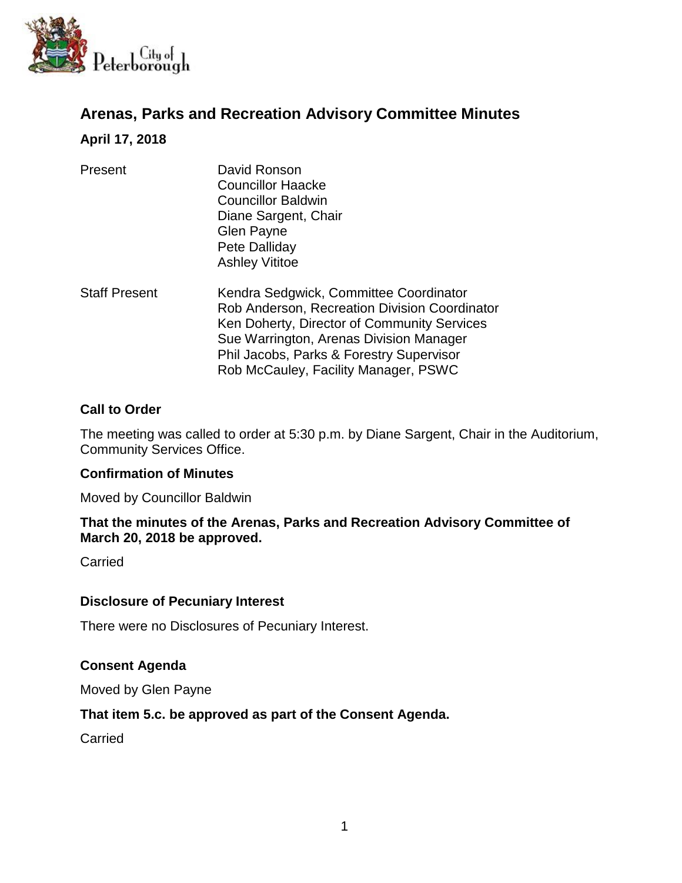# Arenas, Parks and Recreation Advisory Committee Minutes

**April 17, 2018**

| | |
|---|---|
| Present | David Ronson<br>Councillor Haacke<br>Councillor Baldwin<br>Diane Sargent, Chair<br>Glen Payne<br>Pete Dalliday<br>Ashley Vititoe |
| Staff Present | Kendra Sedgwick, Committee Coordinator<br>Rob Anderson, Recreation Division Coordinator<br>Ken Doherty, Director of Community Services<br>Sue Warrington, Arenas Division Manager<br>Phil Jacobs, Parks & Forestry Supervisor<br>Rob McCauley, Facility Manager, PSWC |

### Call to Order

The meeting was called to order at 5:30 p.m. by Diane Sargent, Chair in the Auditorium, Community Services Office.

### Confirmation of Minutes

Moved by Councillor Baldwin

**That the minutes of the Arenas, Parks and Recreation Advisory Committee of March 20, 2018 be approved.**

Carried

### Disclosure of Pecuniary Interest

There were no Disclosures of Pecuniary Interest.

### Consent Agenda

Moved by Glen Payne

**That item 5.c. be approved as part of the Consent Agenda.**

Carried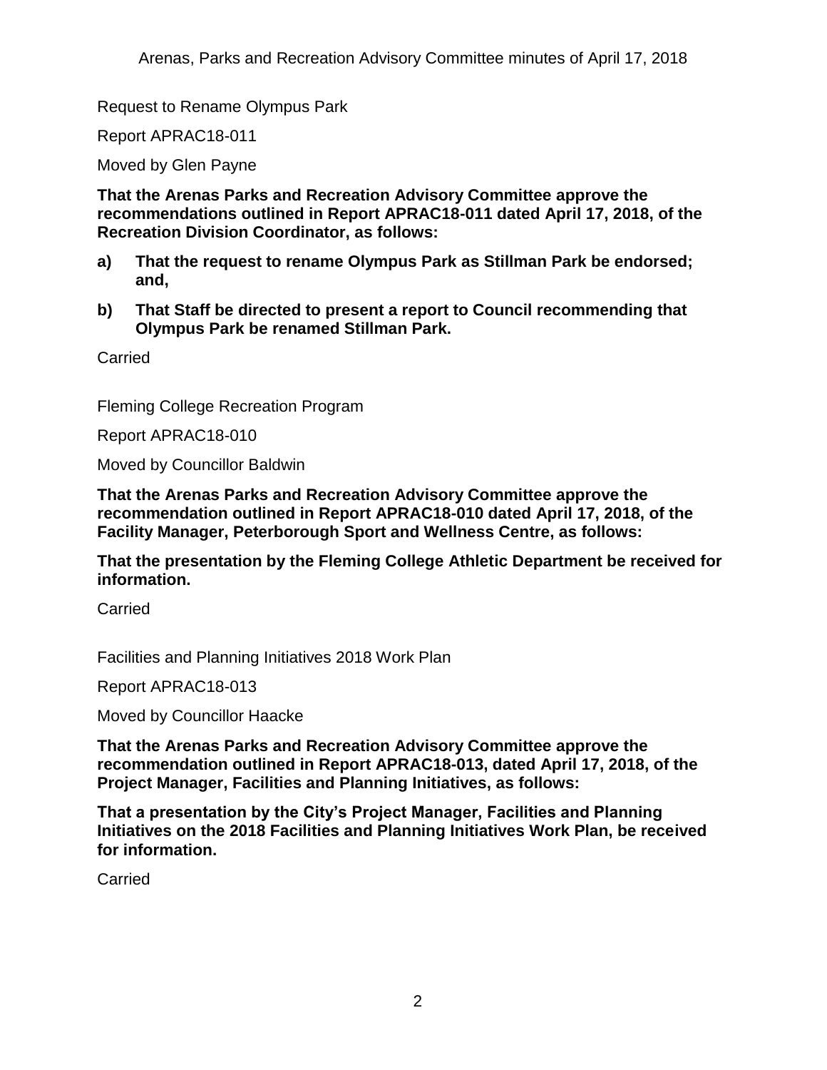Request to Rename Olympus Park

Report APRAC18-011

Moved by Glen Payne

**That the Arenas Parks and Recreation Advisory Committee approve the recommendations outlined in Report APRAC18-011 dated April 17, 2018, of the Recreation Division Coordinator, as follows:**

**a) That the request to rename Olympus Park as Stillman Park be endorsed; and,**

**b) That Staff be directed to present a report to Council recommending that Olympus Park be renamed Stillman Park.**

Carried

Fleming College Recreation Program

Report APRAC18-010

Moved by Councillor Baldwin

**That the Arenas Parks and Recreation Advisory Committee approve the recommendation outlined in Report APRAC18-010 dated April 17, 2018, of the Facility Manager, Peterborough Sport and Wellness Centre, as follows:**

**That the presentation by the Fleming College Athletic Department be received for information.**

Carried

Facilities and Planning Initiatives 2018 Work Plan

Report APRAC18-013

Moved by Councillor Haacke

**That the Arenas Parks and Recreation Advisory Committee approve the recommendation outlined in Report APRAC18-013, dated April 17, 2018, of the Project Manager, Facilities and Planning Initiatives, as follows:**

**That a presentation by the City's Project Manager, Facilities and Planning Initiatives on the 2018 Facilities and Planning Initiatives Work Plan, be received for information.**

Carried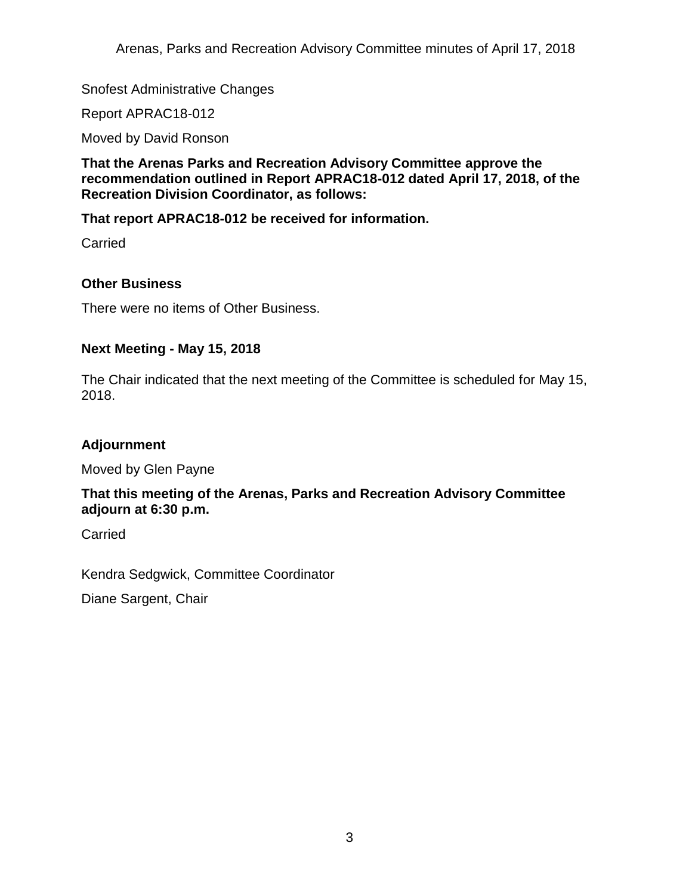Snofest Administrative Changes

Report APRAC18-012

Moved by David Ronson

**That the Arenas Parks and Recreation Advisory Committee approve the recommendation outlined in Report APRAC18-012 dated April 17, 2018, of the Recreation Division Coordinator, as follows:**

**That report APRAC18-012 be received for information.**

Carried

### Other Business

There were no items of Other Business.

### Next Meeting - May 15, 2018

The Chair indicated that the next meeting of the Committee is scheduled for May 15, 2018.

### Adjournment

Moved by Glen Payne

**That this meeting of the Arenas, Parks and Recreation Advisory Committee adjourn at 6:30 p.m.**

Carried

Kendra Sedgwick, Committee Coordinator

Diane Sargent, Chair